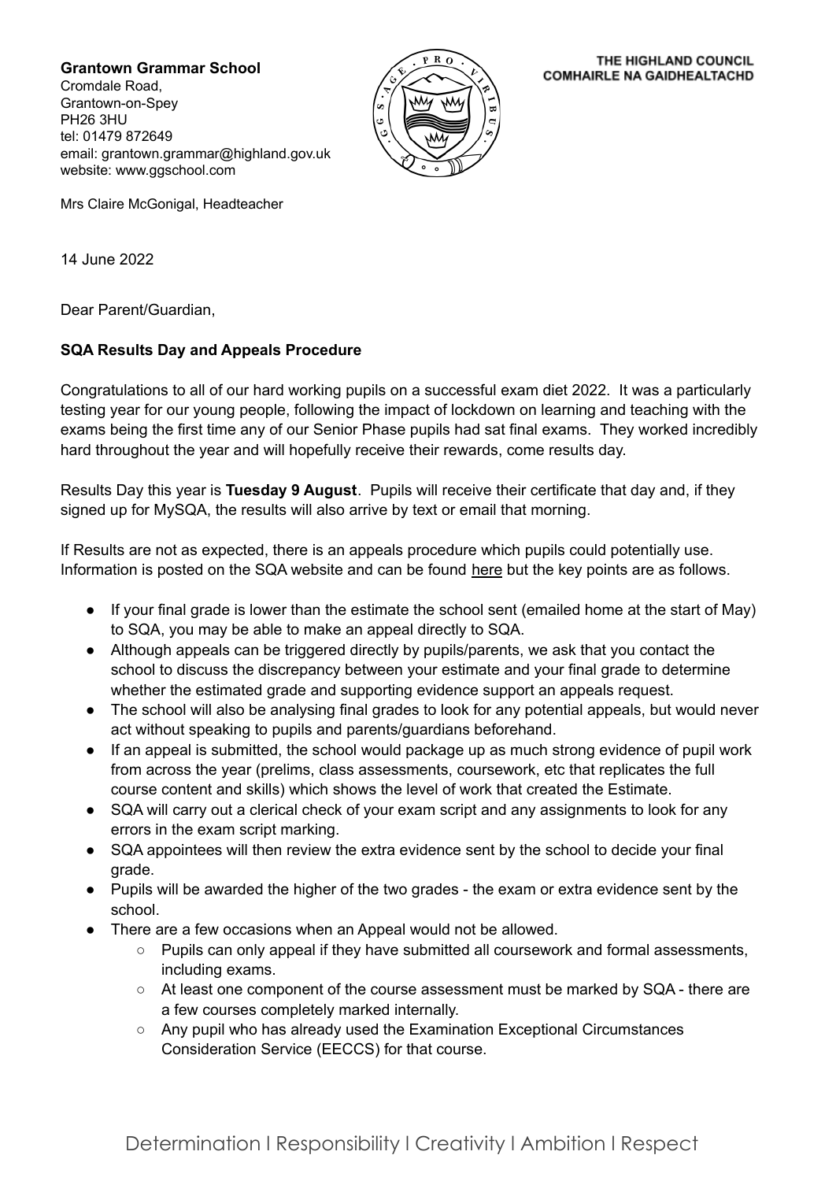**Grantown Grammar School**
Cromdale Road,
Grantown-on-Spey
PH26 3HU
tel: 01479 872649
email: grantown.grammar@highland.gov.uk
website: www.ggschool.com

THE HIGHLAND COUNCIL
COMHAIRLE NA GAIDHEALTACHD

Mrs Claire McGonigal, Headteacher

14 June 2022

Dear Parent/Guardian,

**SQA Results Day and Appeals Procedure**

Congratulations to all of our hard working pupils on a successful exam diet 2022. It was a particularly testing year for our young people, following the impact of lockdown on learning and teaching with the exams being the first time any of our Senior Phase pupils had sat final exams. They worked incredibly hard throughout the year and will hopefully receive their rewards, come results day.

Results Day this year is **Tuesday 9 August**. Pupils will receive their certificate that day and, if they signed up for MySQA, the results will also arrive by text or email that morning.

If Results are not as expected, there is an appeals procedure which pupils could potentially use. Information is posted on the SQA website and can be found here but the key points are as follows.

- If your final grade is lower than the estimate the school sent (emailed home at the start of May) to SQA, you may be able to make an appeal directly to SQA.
- Although appeals can be triggered directly by pupils/parents, we ask that you contact the school to discuss the discrepancy between your estimate and your final grade to determine whether the estimated grade and supporting evidence support an appeals request.
- The school will also be analysing final grades to look for any potential appeals, but would never act without speaking to pupils and parents/guardians beforehand.
- If an appeal is submitted, the school would package up as much strong evidence of pupil work from across the year (prelims, class assessments, coursework, etc that replicates the full course content and skills) which shows the level of work that created the Estimate.
- SQA will carry out a clerical check of your exam script and any assignments to look for any errors in the exam script marking.
- SQA appointees will then review the extra evidence sent by the school to decide your final grade.
- Pupils will be awarded the higher of the two grades - the exam or extra evidence sent by the school.
- There are a few occasions when an Appeal would not be allowed.
    - Pupils can only appeal if they have submitted all coursework and formal assessments, including exams.
    - At least one component of the course assessment must be marked by SQA - there are a few courses completely marked internally.
    - Any pupil who has already used the Examination Exceptional Circumstances Consideration Service (EECCS) for that course.

Determination | Responsibility | Creativity | Ambition | Respect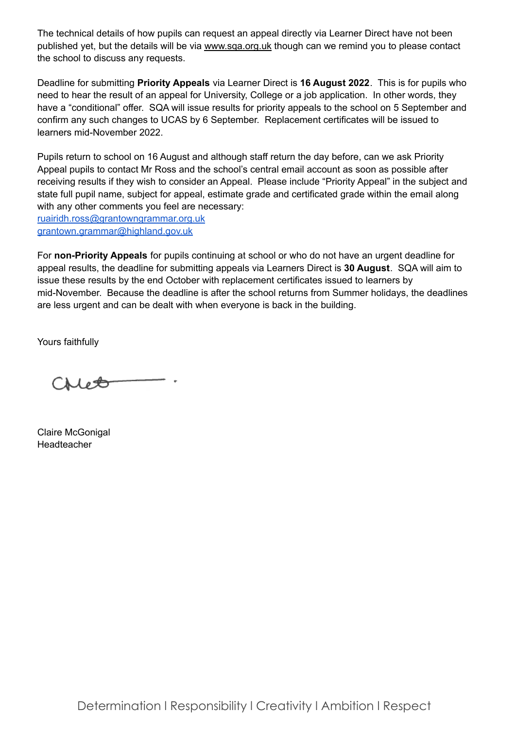The technical details of how pupils can request an appeal directly via Learner Direct have not been published yet, but the details will be via www.sqa.org.uk though can we remind you to please contact the school to discuss any requests.

Deadline for submitting **Priority Appeals** via Learner Direct is **16 August 2022**. This is for pupils who need to hear the result of an appeal for University, College or a job application. In other words, they have a "conditional" offer. SQA will issue results for priority appeals to the school on 5 September and confirm any such changes to UCAS by 6 September. Replacement certificates will be issued to learners mid-November 2022.

Pupils return to school on 16 August and although staff return the day before, can we ask Priority Appeal pupils to contact Mr Ross and the school's central email account as soon as possible after receiving results if they wish to consider an Appeal. Please include "Priority Appeal" in the subject and state full pupil name, subject for appeal, estimate grade and certificated grade within the email along with any other comments you feel are necessary:
ruairidh.ross@grantowngrammar.org.uk
grantown.grammar@highland.gov.uk

For **non-Priority Appeals** for pupils continuing at school or who do not have an urgent deadline for appeal results, the deadline for submitting appeals via Learners Direct is **30 August**. SQA will aim to issue these results by the end October with replacement certificates issued to learners by mid-November. Because the deadline is after the school returns from Summer holidays, the deadlines are less urgent and can be dealt with when everyone is back in the building.

Yours faithfully

Claire McGonigal
Headteacher

Determination I Responsibility I Creativity I Ambition I Respect